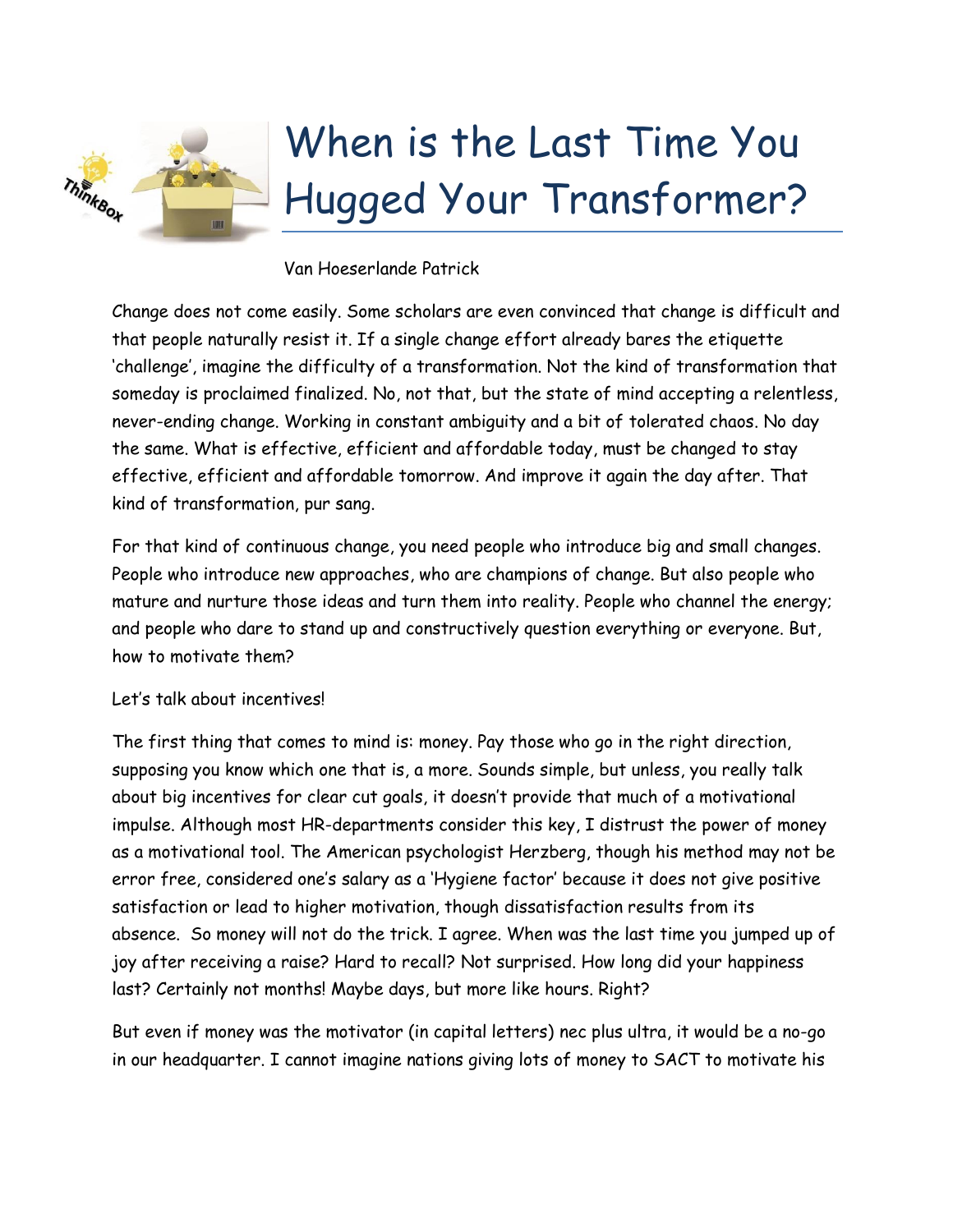# When is the Last Time You Hugged Your Transformer?

Van Hoeserlande Patrick

Change does not come easily. Some scholars are even convinced that change is difficult and that people naturally resist it. If a single change effort already bares the etiquette 'challenge', imagine the difficulty of a transformation. Not the kind of transformation that someday is proclaimed finalized. No, not that, but the state of mind accepting a relentless, never-ending change. Working in constant ambiguity and a bit of tolerated chaos. No day the same. What is effective, efficient and affordable today, must be changed to stay effective, efficient and affordable tomorrow. And improve it again the day after. That kind of transformation, pur sang.

For that kind of continuous change, you need people who introduce big and small changes. People who introduce new approaches, who are champions of change. But also people who mature and nurture those ideas and turn them into reality. People who channel the energy; and people who dare to stand up and constructively question everything or everyone. But, how to motivate them?

Let's talk about incentives!

The first thing that comes to mind is: money. Pay those who go in the right direction, supposing you know which one that is, a more. Sounds simple, but unless, you really talk about big incentives for clear cut goals, it doesn't provide that much of a motivational impulse. Although most HR-departments consider this key, I distrust the power of money as a motivational tool. The American psychologist Herzberg, though his method may not be error free, considered one's salary as a 'Hygiene factor' because it does not give positive satisfaction or lead to higher motivation, though dissatisfaction results from its absence. So money will not do the trick. I agree. When was the last time you jumped up of joy after receiving a raise? Hard to recall? Not surprised. How long did your happiness last? Certainly not months! Maybe days, but more like hours. Right?

But even if money was the motivator (in capital letters) nec plus ultra, it would be a no-go in our headquarter. I cannot imagine nations giving lots of money to SACT to motivate his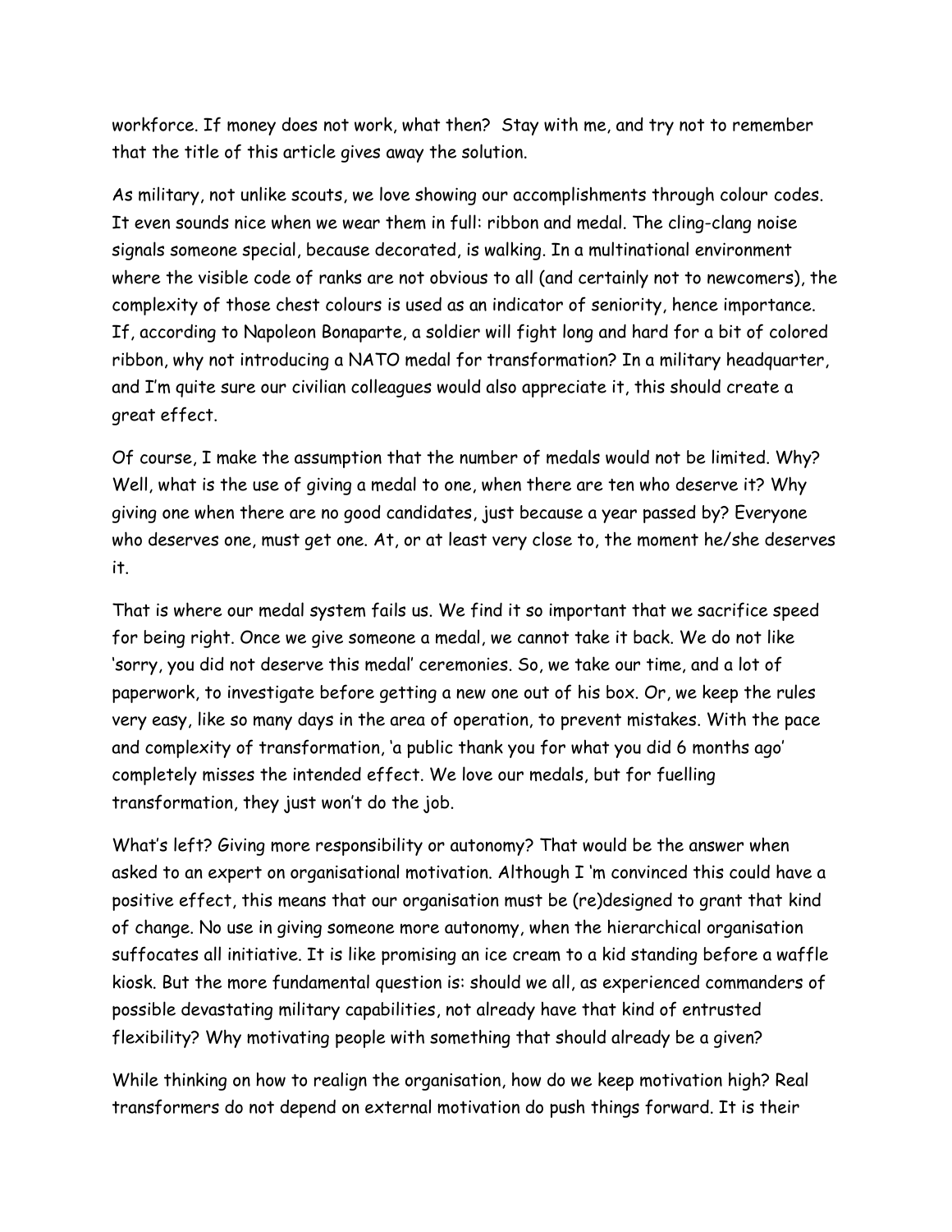workforce. If money does not work, what then? Stay with me, and try not to remember that the title of this article gives away the solution.

As military, not unlike scouts, we love showing our accomplishments through colour codes. It even sounds nice when we wear them in full: ribbon and medal. The cling-clang noise signals someone special, because decorated, is walking. In a multinational environment where the visible code of ranks are not obvious to all (and certainly not to newcomers), the complexity of those chest colours is used as an indicator of seniority, hence importance. If, according to Napoleon Bonaparte, a soldier will fight long and hard for a bit of colored ribbon, why not introducing a NATO medal for transformation? In a military headquarter, and I'm quite sure our civilian colleagues would also appreciate it, this should create a great effect.

Of course, I make the assumption that the number of medals would not be limited. Why? Well, what is the use of giving a medal to one, when there are ten who deserve it? Why giving one when there are no good candidates, just because a year passed by? Everyone who deserves one, must get one. At, or at least very close to, the moment he/she deserves it.

That is where our medal system fails us. We find it so important that we sacrifice speed for being right. Once we give someone a medal, we cannot take it back. We do not like 'sorry, you did not deserve this medal' ceremonies. So, we take our time, and a lot of paperwork, to investigate before getting a new one out of his box. Or, we keep the rules very easy, like so many days in the area of operation, to prevent mistakes. With the pace and complexity of transformation, 'a public thank you for what you did 6 months ago' completely misses the intended effect. We love our medals, but for fuelling transformation, they just won't do the job.

What's left? Giving more responsibility or autonomy? That would be the answer when asked to an expert on organisational motivation. Although I 'm convinced this could have a positive effect, this means that our organisation must be (re)designed to grant that kind of change. No use in giving someone more autonomy, when the hierarchical organisation suffocates all initiative. It is like promising an ice cream to a kid standing before a waffle kiosk. But the more fundamental question is: should we all, as experienced commanders of possible devastating military capabilities, not already have that kind of entrusted flexibility? Why motivating people with something that should already be a given?

While thinking on how to realign the organisation, how do we keep motivation high? Real transformers do not depend on external motivation do push things forward. It is their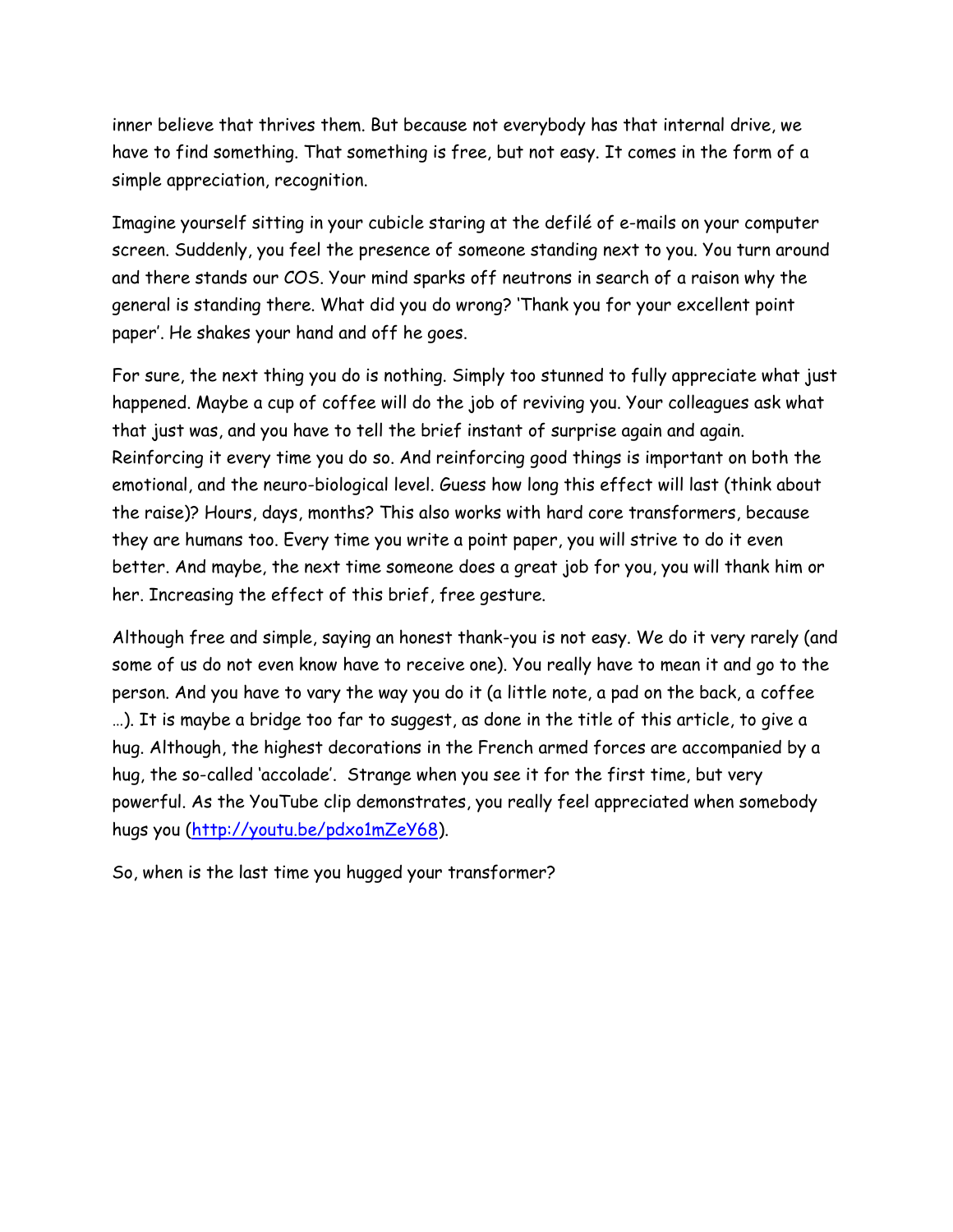inner believe that thrives them. But because not everybody has that internal drive, we have to find something. That something is free, but not easy. It comes in the form of a simple appreciation, recognition.

Imagine yourself sitting in your cubicle staring at the defilé of e-mails on your computer screen. Suddenly, you feel the presence of someone standing next to you. You turn around and there stands our COS. Your mind sparks off neutrons in search of a raison why the general is standing there. What did you do wrong? 'Thank you for your excellent point paper'. He shakes your hand and off he goes.

For sure, the next thing you do is nothing. Simply too stunned to fully appreciate what just happened. Maybe a cup of coffee will do the job of reviving you. Your colleagues ask what that just was, and you have to tell the brief instant of surprise again and again. Reinforcing it every time you do so. And reinforcing good things is important on both the emotional, and the neuro-biological level. Guess how long this effect will last (think about the raise)? Hours, days, months? This also works with hard core transformers, because they are humans too. Every time you write a point paper, you will strive to do it even better. And maybe, the next time someone does a great job for you, you will thank him or her. Increasing the effect of this brief, free gesture.

Although free and simple, saying an honest thank-you is not easy. We do it very rarely (and some of us do not even know have to receive one). You really have to mean it and go to the person. And you have to vary the way you do it (a little note, a pad on the back, a coffee …). It is maybe a bridge too far to suggest, as done in the title of this article, to give a hug. Although, the highest decorations in the French armed forces are accompanied by a hug, the so-called 'accolade'. Strange when you see it for the first time, but very powerful. As the YouTube clip demonstrates, you really feel appreciated when somebody hugs you (http://youtu.be/pdxo1mZeY68).

So, when is the last time you hugged your transformer?